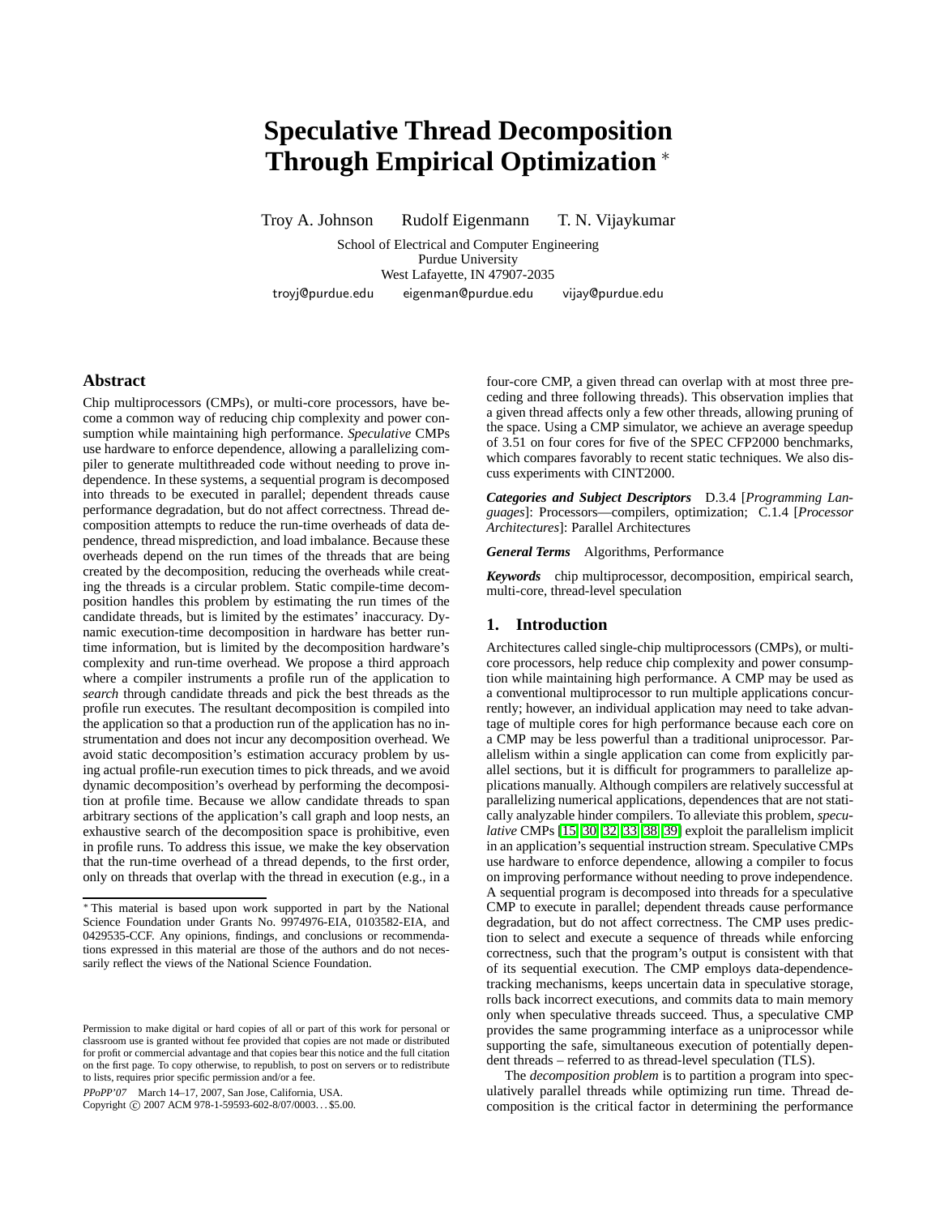# Speculative Thread Decomposition Through Empirical Optimization *

Troy A. Johnson    Rudolf Eigenmann    T. N. Vijaykumar

School of Electrical and Computer Engineering
Purdue University
West Lafayette, IN 47907-2035

troyj@purdue.edu    eigenman@purdue.edu    vijay@purdue.edu

## Abstract

Chip multiprocessors (CMPs), or multi-core processors, have become a common way of reducing chip complexity and power consumption while maintaining high performance. *Speculative* CMPs use hardware to enforce dependence, allowing a parallelizing compiler to generate multithreaded code without needing to prove independence. In these systems, a sequential program is decomposed into threads to be executed in parallel; dependent threads cause performance degradation, but do not affect correctness. Thread decomposition attempts to reduce the run-time overheads of data dependence, thread misprediction, and load imbalance. Because these overheads depend on the run times of the threads that are being created by the decomposition, reducing the overheads while creating the threads is a circular problem. Static compile-time decomposition handles this problem by estimating the run times of the candidate threads, but is limited by the estimates' inaccuracy. Dynamic execution-time decomposition in hardware has better run-time information, but is limited by the decomposition hardware's complexity and run-time overhead. We propose a third approach where a compiler instruments a profile run of the application to *search* through candidate threads and pick the best threads as the profile run executes. The resultant decomposition is compiled into the application so that a production run of the application has no instrumentation and does not incur any decomposition overhead. We avoid static decomposition's estimation accuracy problem by using actual profile-run execution times to pick threads, and we avoid dynamic decomposition's overhead by performing the decomposition at profile time. Because we allow candidate threads to span arbitrary sections of the application's call graph and loop nests, an exhaustive search of the decomposition space is prohibitive, even in profile runs. To address this issue, we make the key observation that the run-time overhead of a thread depends, to the first order, only on threads that overlap with the thread in execution (e.g., in a four-core CMP, a given thread can overlap with at most three preceding and three following threads). This observation implies that a given thread affects only a few other threads, allowing pruning of the space. Using a CMP simulator, we achieve an average speedup of 3.51 on four cores for five of the SPEC CFP2000 benchmarks, which compares favorably to recent static techniques. We also discuss experiments with CINT2000.

***Categories and Subject Descriptors*** D.3.4 [*Programming Languages*]: Processors—compilers, optimization; C.1.4 [*Processor Architectures*]: Parallel Architectures

***General Terms*** Algorithms, Performance

***Keywords*** chip multiprocessor, decomposition, empirical search, multi-core, thread-level speculation

## 1. Introduction

Architectures called single-chip multiprocessors (CMPs), or multi-core processors, help reduce chip complexity and power consumption while maintaining high performance. A CMP may be used as a conventional multiprocessor to run multiple applications concurrently; however, an individual application may need to take advantage of multiple cores for high performance because each core on a CMP may be less powerful than a traditional uniprocessor. Parallelism within a single application can come from explicitly parallel sections, but it is difficult for programmers to parallelize applications manually. Although compilers are relatively successful at parallelizing numerical applications, dependences that are not statically analyzable hinder compilers. To alleviate this problem, *speculative* CMPs [15, 30, 32, 33, 38, 39] exploit the parallelism implicit in an application's sequential instruction stream. Speculative CMPs use hardware to enforce dependence, allowing a compiler to focus on improving performance without needing to prove independence. A sequential program is decomposed into threads for a speculative CMP to execute in parallel; dependent threads cause performance degradation, but do not affect correctness. The CMP uses prediction to select and execute a sequence of threads while enforcing correctness, such that the program's output is consistent with that of its sequential execution. The CMP employs data-dependence-tracking mechanisms, keeps uncertain data in speculative storage, rolls back incorrect executions, and commits data to main memory only when speculative threads succeed. Thus, a speculative CMP provides the same programming interface as a uniprocessor while supporting the safe, simultaneous execution of potentially dependent threads – referred to as thread-level speculation (TLS).

The *decomposition problem* is to partition a program into speculatively parallel threads while optimizing run time. Thread decomposition is the critical factor in determining the performance

---

* This material is based upon work supported in part by the National Science Foundation under Grants No. 9974976-EIA, 0103582-EIA, and 0429535-CCF. Any opinions, findings, and conclusions or recommendations expressed in this material are those of the authors and do not necessarily reflect the views of the National Science Foundation.

Permission to make digital or hard copies of all or part of this work for personal or classroom use is granted without fee provided that copies are not made or distributed for profit or commercial advantage and that copies bear this notice and the full citation on the first page. To copy otherwise, to republish, to post on servers or to redistribute to lists, requires prior specific permission and/or a fee.

*PPoPP'07* March 14–17, 2007, San Jose, California, USA.
Copyright © 2007 ACM 978-1-59593-602-8/07/0003. . . $5.00.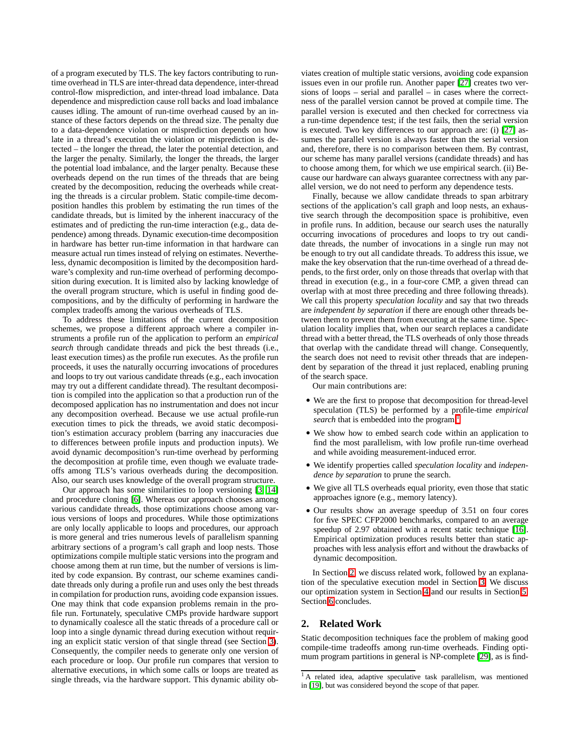of a program executed by TLS. The key factors contributing to run-time overhead in TLS are inter-thread data dependence, inter-thread control-flow misprediction, and inter-thread load imbalance. Data dependence and misprediction cause roll backs and load imbalance causes idling. The amount of run-time overhead caused by an instance of these factors depends on the thread size. The penalty due to a data-dependence violation or misprediction depends on how late in a thread's execution the violation or misprediction is detected – the longer the thread, the later the potential detection, and the larger the penalty. Similarly, the longer the threads, the larger the potential load imbalance, and the larger penalty. Because these overheads depend on the run times of the threads that are being created by the decomposition, reducing the overheads while creating the threads is a circular problem. Static compile-time decomposition handles this problem by estimating the run times of the candidate threads, but is limited by the inherent inaccuracy of the estimates and of predicting the run-time interaction (e.g., data dependence) among threads. Dynamic execution-time decomposition in hardware has better run-time information in that hardware can measure actual run times instead of relying on estimates. Nevertheless, dynamic decomposition is limited by the decomposition hardware's complexity and run-time overhead of performing decomposition during execution. It is limited also by lacking knowledge of the overall program structure, which is useful in finding good decompositions, and by the difficulty of performing in hardware the complex tradeoffs among the various overheads of TLS.

To address these limitations of the current decomposition schemes, we propose a different approach where a compiler instruments a profile run of the application to perform an *empirical search* through candidate threads and pick the best threads (i.e., least execution times) as the profile run executes. As the profile run proceeds, it uses the naturally occurring invocations of procedures and loops to try out various candidate threads (e.g., each invocation may try out a different candidate thread). The resultant decomposition is compiled into the application so that a production run of the decomposed application has no instrumentation and does not incur any decomposition overhead. Because we use actual profile-run execution times to pick the threads, we avoid static decomposition's estimation accuracy problem (barring any inaccuracies due to differences between profile inputs and production inputs). We avoid dynamic decomposition's run-time overhead by performing the decomposition at profile time, even though we evaluate tradeoffs among TLS's various overheads during the decomposition. Also, our search uses knowledge of the overall program structure.

Our approach has some similarities to loop versioning [3, 14] and procedure cloning [6]. Whereas our approach chooses among various candidate threads, those optimizations choose among various versions of loops and procedures. While those optimizations are only locally applicable to loops and procedures, our approach is more general and tries numerous levels of parallelism spanning arbitrary sections of a program's call graph and loop nests. Those optimizations compile multiple static versions into the program and choose among them at run time, but the number of versions is limited by code expansion. By contrast, our scheme examines candidate threads only during a profile run and uses only the best threads in compilation for production runs, avoiding code expansion issues. One may think that code expansion problems remain in the profile run. Fortunately, speculative CMPs provide hardware support to dynamically coalesce all the static threads of a procedure call or loop into a single dynamic thread during execution without requiring an explicit static version of that single thread (see Section 3). Consequently, the compiler needs to generate only one version of each procedure or loop. Our profile run compares that version to alternative executions, in which some calls or loops are treated as single threads, via the hardware support. This dynamic ability obviates creation of multiple static versions, avoiding code expansion issues even in our profile run. Another paper [27] creates two versions of loops – serial and parallel – in cases where the correctness of the parallel version cannot be proved at compile time. The parallel version is executed and then checked for correctness via a run-time dependence test; if the test fails, then the serial version is executed. Two key differences to our approach are: (i) [27] assumes the parallel version is always faster than the serial version and, therefore, there is no comparison between them. By contrast, our scheme has many parallel versions (candidate threads) and has to choose among them, for which we use empirical search. (ii) Because our hardware can always guarantee correctness with any parallel version, we do not need to perform any dependence tests.

Finally, because we allow candidate threads to span arbitrary sections of the application's call graph and loop nests, an exhaustive search through the decomposition space is prohibitive, even in profile runs. In addition, because our search uses the naturally occurring invocations of procedures and loops to try out candidate threads, the number of invocations in a single run may not be enough to try out all candidate threads. To address this issue, we make the key observation that the run-time overhead of a thread depends, to the first order, only on those threads that overlap with that thread in execution (e.g., in a four-core CMP, a given thread can overlap with at most three preceding and three following threads). We call this property *speculation locality* and say that two threads are *independent by separation* if there are enough other threads between them to prevent them from executing at the same time. Speculation locality implies that, when our search replaces a candidate thread with a better thread, the TLS overheads of only those threads that overlap with the candidate thread will change. Consequently, the search does not need to revisit other threads that are independent by separation of the thread it just replaced, enabling pruning of the search space.

Our main contributions are:

- We are the first to propose that decomposition for thread-level speculation (TLS) be performed by a profile-time *empirical search* that is embedded into the program.[1]
- We show how to embed search code within an application to find the most parallelism, with low profile run-time overhead and while avoiding measurement-induced error.
- We identify properties called *speculation locality* and *independence by separation* to prune the search.
- We give all TLS overheads equal priority, even those that static approaches ignore (e.g., memory latency).
- Our results show an average speedup of 3.51 on four cores for five SPEC CFP2000 benchmarks, compared to an average speedup of 2.97 obtained with a recent static technique [16]. Empirical optimization produces results better than static approaches with less analysis effort and without the drawbacks of dynamic decomposition.

In Section 2 we discuss related work, followed by an explanation of the speculative execution model in Section 3. We discuss our optimization system in Section 4 and our results in Section 5. Section 6 concludes.

## 2. Related Work

Static decomposition techniques face the problem of making good compile-time tradeoffs among run-time overheads. Finding optimum program partitions in general is NP-complete [29], as is find-

[1] A related idea, adaptive speculative task parallelism, was mentioned in [19], but was considered beyond the scope of that paper.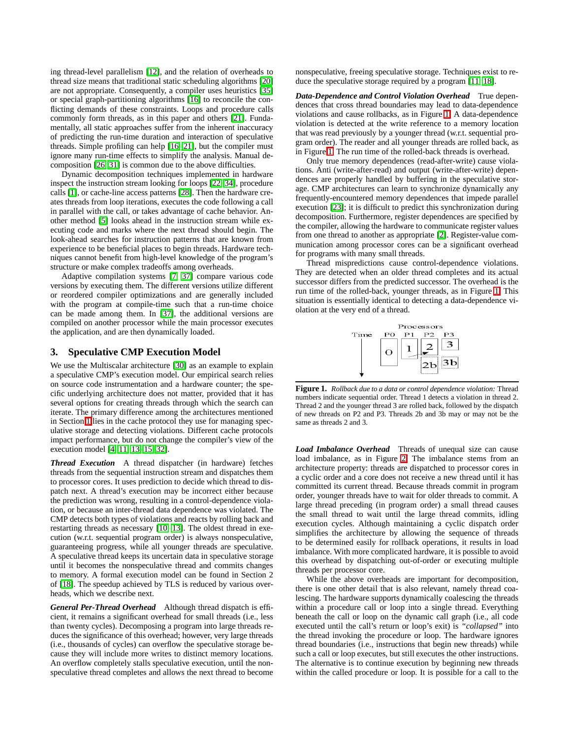ing thread-level parallelism [12], and the relation of overheads to thread size means that traditional static scheduling algorithms [20] are not appropriate. Consequently, a compiler uses heuristics [35] or special graph-partitioning algorithms [16] to reconcile the conflicting demands of these constraints. Loops and procedure calls commonly form threads, as in this paper and others [21]. Fundamentally, all static approaches suffer from the inherent inaccuracy of predicting the run-time duration and interaction of speculative threads. Simple profiling can help [16, 21], but the compiler must ignore many run-time effects to simplify the analysis. Manual decomposition [26, 31] is common due to the above difficulties.

Dynamic decomposition techniques implemented in hardware inspect the instruction stream looking for loops [22, 34], procedure calls [1], or cache-line access patterns [28]. Then the hardware creates threads from loop iterations, executes the code following a call in parallel with the call, or takes advantage of cache behavior. Another method [5] looks ahead in the instruction stream while executing code and marks where the next thread should begin. The look-ahead searches for instruction patterns that are known from experience to be beneficial places to begin threads. Hardware techniques cannot benefit from high-level knowledge of the program's structure or make complex tradeoffs among overheads.

Adaptive compilation systems [7, 37] compare various code versions by executing them. The different versions utilize different or reordered compiler optimizations and are generally included with the program at compile-time such that a run-time choice can be made among them. In [37], the additional versions are compiled on another processor while the main processor executes the application, and are then dynamically loaded.

## 3. Speculative CMP Execution Model

We use the Multiscalar architecture [30] as an example to explain a speculative CMP's execution model. Our empirical search relies on source code instrumentation and a hardware counter; the specific underlying architecture does not matter, provided that it has several options for creating threads through which the search can iterate. The primary difference among the architectures mentioned in Section 1 lies in the cache protocol they use for managing speculative storage and detecting violations. Different cache protocols impact performance, but do not change the compiler's view of the execution model [4, 11, 13, 15, 32].

***Thread Execution*** A thread dispatcher (in hardware) fetches threads from the sequential instruction stream and dispatches them to processor cores. It uses prediction to decide which thread to dispatch next. A thread's execution may be incorrect either because the prediction was wrong, resulting in a control-dependence violation, or because an inter-thread data dependence was violated. The CMP detects both types of violations and reacts by rolling back and restarting threads as necessary [10, 13]. The oldest thread in execution (w.r.t. sequential program order) is always nonspeculative, guaranteeing progress, while all younger threads are speculative. A speculative thread keeps its uncertain data in speculative storage until it becomes the nonspeculative thread and commits changes to memory. A formal execution model can be found in Section 2 of [18]. The speedup achieved by TLS is reduced by various overheads, which we describe next.

***General Per-Thread Overhead*** Although thread dispatch is efficient, it remains a significant overhead for small threads (i.e., less than twenty cycles). Decomposing a program into large threads reduces the significance of this overhead; however, very large threads (i.e., thousands of cycles) can overflow the speculative storage because they will include more writes to distinct memory locations. An overflow completely stalls speculative execution, until the nonspeculative thread completes and allows the next thread to become nonspeculative, freeing speculative storage. Techniques exist to reduce the speculative storage required by a program [11, 18].

***Data-Dependence and Control Violation Overhead*** True dependences that cross thread boundaries may lead to data-dependence violations and cause rollbacks, as in Figure 1. A data-dependence violation is detected at the write reference to a memory location that was read previously by a younger thread (w.r.t. sequential program order). The reader and all younger threads are rolled back, as in Figure 1. The run time of the rolled-back threads is overhead.

Only true memory dependences (read-after-write) cause violations. Anti (write-after-read) and output (write-after-write) dependences are properly handled by buffering in the speculative storage. CMP architectures can learn to synchronize dynamically any frequently-encountered memory dependences that impede parallel execution [23]; it is difficult to predict this synchronization during decomposition. Furthermore, register dependences are specified by the compiler, allowing the hardware to communicate register values from one thread to another as appropriate [2]. Register-value communication among processor cores can be a significant overhead for programs with many small threads.

Thread mispredictions cause control-dependence violations. They are detected when an older thread completes and its actual successor differs from the predicted successor. The overhead is the run time of the rolled-back, younger threads, as in Figure 1. This situation is essentially identical to detecting a data-dependence violation at the very end of a thread.

**Figure 1.** *Rollback due to a data or control dependence violation:* Thread numbers indicate sequential order. Thread 1 detects a violation in thread 2. Thread 2 and the younger thread 3 are rolled back, followed by the dispatch of new threads on P2 and P3. Threads 2b and 3b may or may not be the same as threads 2 and 3.

***Load Imbalance Overhead*** Threads of unequal size can cause load imbalance, as in Figure 2. The imbalance stems from an architecture property: threads are dispatched to processor cores in a cyclic order and a core does not receive a new thread until it has committed its current thread. Because threads commit in program order, younger threads have to wait for older threads to commit. A large thread preceding (in program order) a small thread causes the small thread to wait until the large thread commits, idling execution cycles. Although maintaining a cyclic dispatch order simplifies the architecture by allowing the sequence of threads to be determined easily for rollback operations, it results in load imbalance. With more complicated hardware, it is possible to avoid this overhead by dispatching out-of-order or executing multiple threads per processor core.

While the above overheads are important for decomposition, there is one other detail that is also relevant, namely thread coalescing. The hardware supports dynamically coalescing the threads within a procedure call or loop into a single thread. Everything beneath the call or loop on the dynamic call graph (i.e., all code executed until the call's return or loop's exit) is *"collapsed"* into the thread invoking the procedure or loop. The hardware ignores thread boundaries (i.e., instructions that begin new threads) while such a call or loop executes, but still executes the other instructions. The alternative is to continue execution by beginning new threads within the called procedure or loop. It is possible for a call to the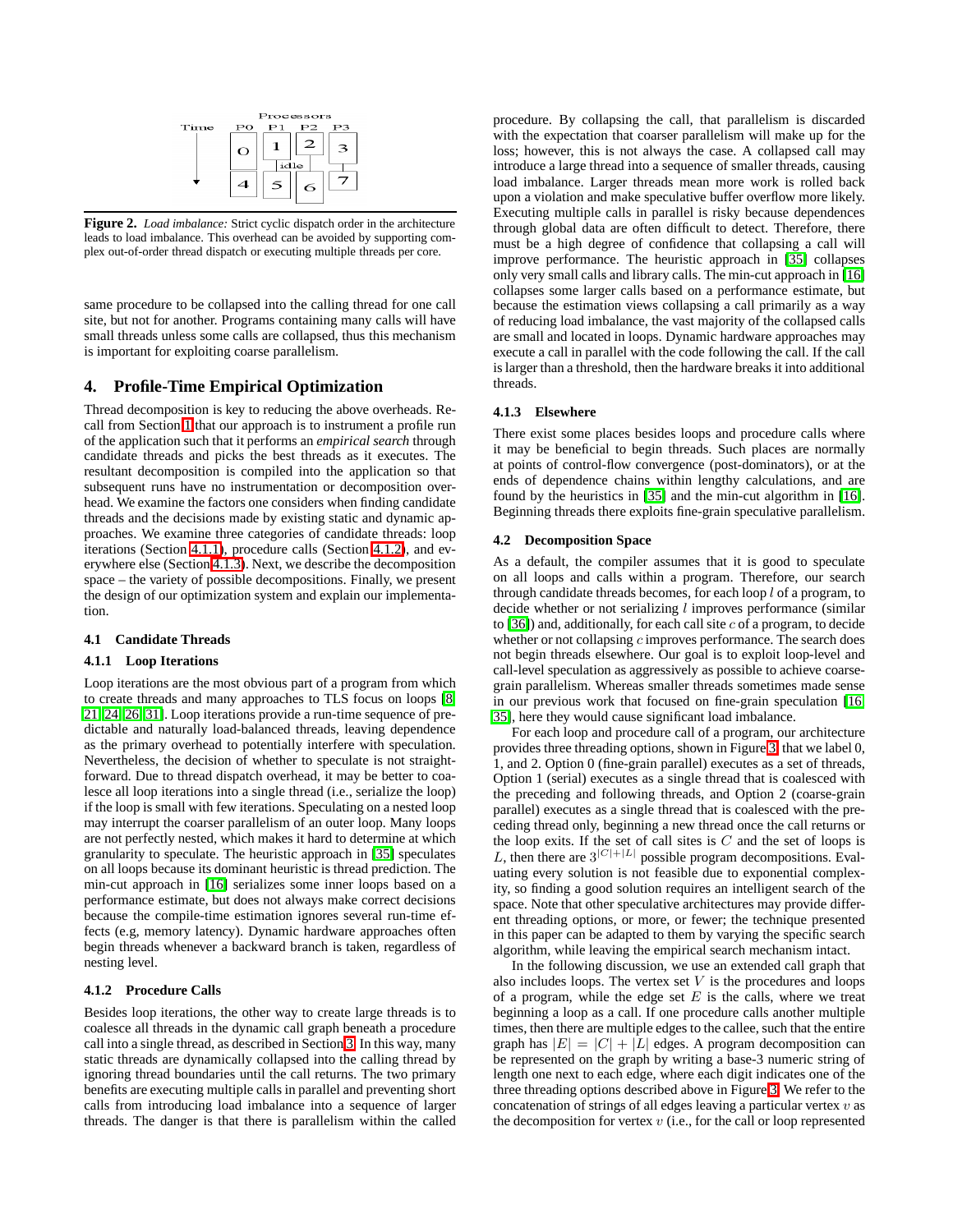Processors

Time

P0 P1 P2 P3

0 1 2 3

idle

4 5 6 7

**Figure 2.** *Load imbalance:* Strict cyclic dispatch order in the architecture leads to load imbalance. This overhead can be avoided by supporting complex out-of-order thread dispatch or executing multiple threads per core.

same procedure to be collapsed into the calling thread for one call site, but not for another. Programs containing many calls will have small threads unless some calls are collapsed, thus this mechanism is important for exploiting coarse parallelism.

## 4. Profile-Time Empirical Optimization

Thread decomposition is key to reducing the above overheads. Recall from Section 1 that our approach is to instrument a profile run of the application such that it performs an *empirical search* through candidate threads and picks the best threads as it executes. The resultant decomposition is compiled into the application so that subsequent runs have no instrumentation or decomposition overhead. We examine the factors one considers when finding candidate threads and the decisions made by existing static and dynamic approaches. We examine three categories of candidate threads: loop iterations (Section 4.1.1), procedure calls (Section 4.1.2), and everywhere else (Section 4.1.3). Next, we describe the decomposition space – the variety of possible decompositions. Finally, we present the design of our optimization system and explain our implementation.

### 4.1 Candidate Threads

#### 4.1.1 Loop Iterations

Loop iterations are the most obvious part of a program from which to create threads and many approaches to TLS focus on loops [8, 21, 24, 26, 31]. Loop iterations provide a run-time sequence of predictable and naturally load-balanced threads, leaving dependence as the primary overhead to potentially interfere with speculation. Nevertheless, the decision of whether to speculate is not straightforward. Due to thread dispatch overhead, it may be better to coalesce all loop iterations into a single thread (i.e., serialize the loop) if the loop is small with few iterations. Speculating on a nested loop may interrupt the coarser parallelism of an outer loop. Many loops are not perfectly nested, which makes it hard to determine at which granularity to speculate. The heuristic approach in [35] speculates on all loops because its dominant heuristic is thread prediction. The min-cut approach in [16] serializes some inner loops based on a performance estimate, but does not always make correct decisions because the compile-time estimation ignores several run-time effects (e.g, memory latency). Dynamic hardware approaches often begin threads whenever a backward branch is taken, regardless of nesting level.

#### 4.1.2 Procedure Calls

Besides loop iterations, the other way to create large threads is to coalesce all threads in the dynamic call graph beneath a procedure call into a single thread, as described in Section 3. In this way, many static threads are dynamically collapsed into the calling thread by ignoring thread boundaries until the call returns. The two primary benefits are executing multiple calls in parallel and preventing short calls from introducing load imbalance into a sequence of larger threads. The danger is that there is parallelism within the called procedure. By collapsing the call, that parallelism is discarded with the expectation that coarser parallelism will make up for the loss; however, this is not always the case. A collapsed call may introduce a large thread into a sequence of smaller threads, causing load imbalance. Larger threads mean more work is rolled back upon a violation and make speculative buffer overflow more likely. Executing multiple calls in parallel is risky because dependences through global data are often difficult to detect. Therefore, there must be a high degree of confidence that collapsing a call will improve performance. The heuristic approach in [35] collapses only very small calls and library calls. The min-cut approach in [16] collapses some larger calls based on a performance estimate, but because the estimation views collapsing a call primarily as a way of reducing load imbalance, the vast majority of the collapsed calls are small and located in loops. Dynamic hardware approaches may execute a call in parallel with the code following the call. If the call is larger than a threshold, then the hardware breaks it into additional threads.

#### 4.1.3 Elsewhere

There exist some places besides loops and procedure calls where it may be beneficial to begin threads. Such places are normally at points of control-flow convergence (post-dominators), or at the ends of dependence chains within lengthy calculations, and are found by the heuristics in [35] and the min-cut algorithm in [16]. Beginning threads there exploits fine-grain speculative parallelism.

### 4.2 Decomposition Space

As a default, the compiler assumes that it is good to speculate on all loops and calls within a program. Therefore, our search through candidate threads becomes, for each loop $l$ of a program, to decide whether or not serializing $l$ improves performance (similar to [36]) and, additionally, for each call site $c$ of a program, to decide whether or not collapsing $c$ improves performance. The search does not begin threads elsewhere. Our goal is to exploit loop-level and call-level speculation as aggressively as possible to achieve coarse-grain parallelism. Whereas smaller threads sometimes made sense in our previous work that focused on fine-grain speculation [16, 35], here they would cause significant load imbalance.

For each loop and procedure call of a program, our architecture provides three threading options, shown in Figure 3, that we label 0, 1, and 2. Option 0 (fine-grain parallel) executes as a set of threads, Option 1 (serial) executes as a single thread that is coalesced with the preceding and following threads, and Option 2 (coarse-grain parallel) executes as a single thread that is coalesced with the preceding thread only, beginning a new thread once the call returns or the loop exits. If the set of call sites is $C$ and the set of loops is $L$, then there are $3^{|C|+|L|}$ possible program decompositions. Evaluating every solution is not feasible due to exponential complexity, so finding a good solution requires an intelligent search of the space. Note that other speculative architectures may provide different threading options, or more, or fewer; the technique presented in this paper can be adapted to them by varying the specific search algorithm, while leaving the empirical search mechanism intact.

In the following discussion, we use an extended call graph that also includes loops. The vertex set $V$ is the procedures and loops of a program, while the edge set $E$ is the calls, where we treat beginning a loop as a call. If one procedure calls another multiple times, then there are multiple edges to the callee, such that the entire graph has $|E| = |C| + |L|$ edges. A program decomposition can be represented on the graph by writing a base-3 numeric string of length one next to each edge, where each digit indicates one of the three threading options described above in Figure 3. We refer to the concatenation of strings of all edges leaving a particular vertex $v$ as the decomposition for vertex $v$ (i.e., for the call or loop represented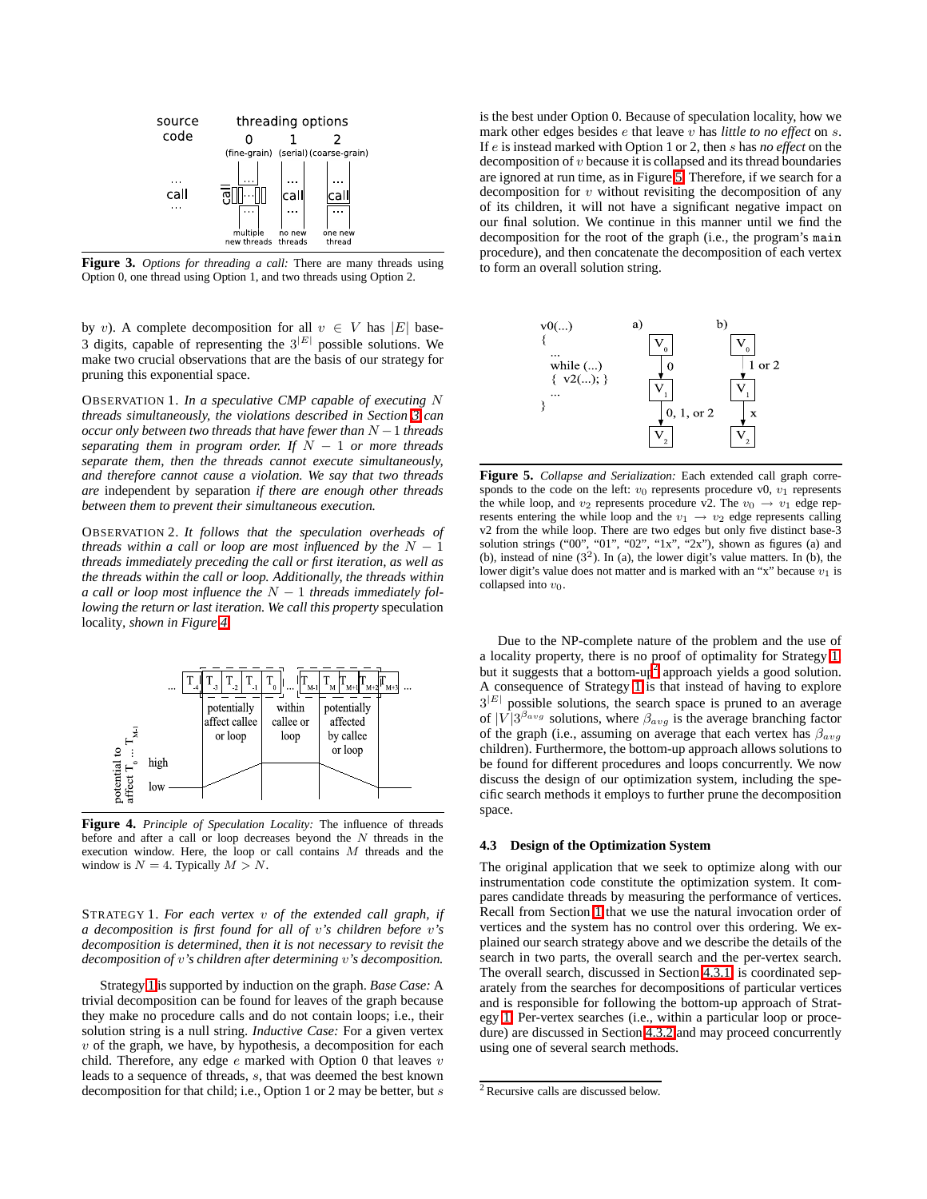**Figure 3.** *Options for threading a call:* There are many threads using Option 0, one thread using Option 1, and two threads using Option 2.

by $v$). A complete decomposition for all $v \in V$ has $|E|$ base-3 digits, capable of representing the $3^{|E|}$ possible solutions. We make two crucial observations that are the basis of our strategy for pruning this exponential space.

OBSERVATION 1. *In a speculative CMP capable of executing $N$ threads simultaneously, the violations described in Section 3 can occur only between two threads that have fewer than $N-1$ threads separating them in program order. If $N-1$ or more threads separate them, then the threads cannot execute simultaneously, and therefore cannot cause a violation. We say that two threads are* independent by separation *if there are enough other threads between them to prevent their simultaneous execution.*

OBSERVATION 2. *It follows that the speculation overheads of threads within a call or loop are most influenced by the $N-1$ threads immediately preceding the call or first iteration, as well as the threads within the call or loop. Additionally, the threads within a call or loop most influence the $N-1$ threads immediately following the return or last iteration. We call this property* speculation locality, *shown in Figure 4.*

**Figure 4.** *Principle of Speculation Locality:* The influence of threads before and after a call or loop decreases beyond the $N$ threads in the execution window. Here, the loop or call contains $M$ threads and the window is $N = 4$. Typically $M > N$.

STRATEGY 1. *For each vertex $v$ of the extended call graph, if a decomposition is first found for all of $v$'s children before $v$'s decomposition is determined, then it is not necessary to revisit the decomposition of $v$'s children after determining $v$'s decomposition.*

Strategy 1 is supported by induction on the graph. *Base Case:* A trivial decomposition can be found for leaves of the graph because they make no procedure calls and do not contain loops; i.e., their solution string is a null string. *Inductive Case:* For a given vertex $v$ of the graph, we have, by hypothesis, a decomposition for each child. Therefore, any edge $e$ marked with Option 0 that leaves $v$ leads to a sequence of threads, $s$, that was deemed the best known decomposition for that child; i.e., Option 1 or 2 may be better, but $s$ is the best under Option 0. Because of speculation locality, how we mark other edges besides $e$ that leave $v$ has *little to no effect* on $s$. If $e$ is instead marked with Option 1 or 2, then $s$ has *no effect* on the decomposition of $v$ because it is collapsed and its thread boundaries are ignored at run time, as in Figure 5. Therefore, if we search for a decomposition for $v$ without revisiting the decomposition of any of its children, it will not have a significant negative impact on our final solution. We continue in this manner until we find the decomposition for the root of the graph (i.e., the program's `main` procedure), and then concatenate the decomposition of each vertex to form an overall solution string.

**Figure 5.** *Collapse and Serialization:* Each extended call graph corresponds to the code on the left: $v_0$ represents procedure v0, $v_1$ represents the while loop, and $v_2$ represents procedure v2. The $v_0 \rightarrow v_1$ edge represents entering the while loop and the $v_1 \rightarrow v_2$ edge represents calling v2 from the while loop. There are two edges but only five distinct base-3 solution strings ("00", "01", "02", "1x", "2x"), shown as figures (a) and (b), instead of nine ($3^2$). In (a), the lower digit's value matters. In (b), the lower digit's value does not matter and is marked with an "x" because $v_1$ is collapsed into $v_0$.

Due to the NP-complete nature of the problem and the use of a locality property, there is no proof of optimality for Strategy 1, but it suggests that a bottom-up[2] approach yields a good solution. A consequence of Strategy 1 is that instead of having to explore $3^{|E|}$ possible solutions, the search space is pruned to an average of $|V|3^{\beta_{avg}}$ solutions, where $\beta_{avg}$ is the average branching factor of the graph (i.e., assuming on average that each vertex has $\beta_{avg}$ children). Furthermore, the bottom-up approach allows solutions to be found for different procedures and loops concurrently. We now discuss the design of our optimization system, including the specific search methods it employs to further prune the decomposition space.

### 4.3 Design of the Optimization System

The original application that we seek to optimize along with our instrumentation code constitute the optimization system. It compares candidate threads by measuring the performance of vertices. Recall from Section 1 that we use the natural invocation order of vertices and the system has no control over this ordering. We explained our search strategy above and we describe the details of the search in two parts, the overall search and the per-vertex search. The overall search, discussed in Section 4.3.1, is coordinated separately from the searches for decompositions of particular vertices and is responsible for following the bottom-up approach of Strategy 1. Per-vertex searches (i.e., within a particular loop or procedure) are discussed in Section 4.3.2 and may proceed concurrently using one of several search methods.

[2] Recursive calls are discussed below.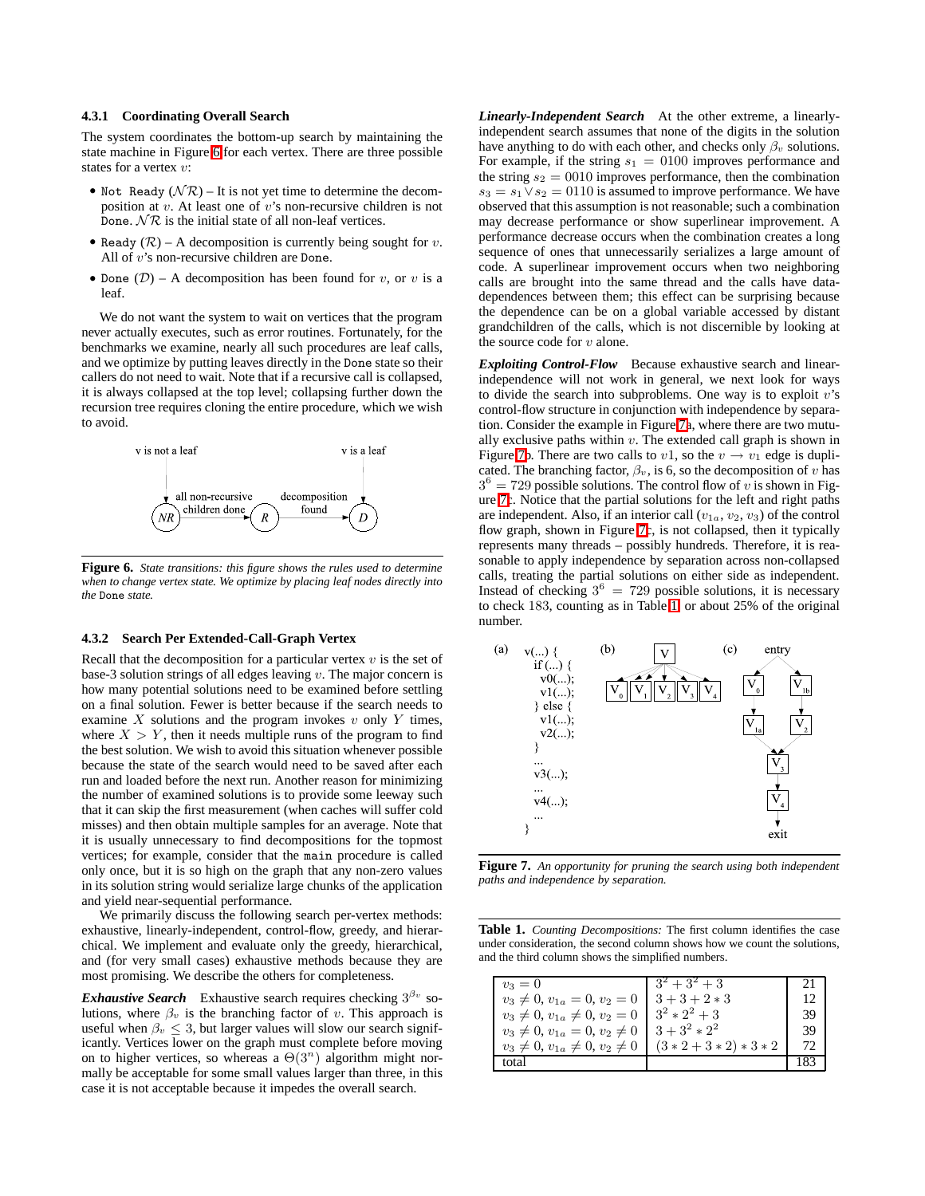#### 4.3.1 Coordinating Overall Search

The system coordinates the bottom-up search by maintaining the state machine in Figure 6 for each vertex. There are three possible states for a vertex $v$:

- `Not Ready` ($\mathcal{NR}$) – It is not yet time to determine the decomposition at $v$. At least one of $v$'s non-recursive children is not `Done`. $\mathcal{NR}$ is the initial state of all non-leaf vertices.
- `Ready` ($\mathcal{R}$) – A decomposition is currently being sought for $v$. All of $v$'s non-recursive children are `Done`.
- `Done` ($\mathcal{D}$) – A decomposition has been found for $v$, or $v$ is a leaf.

We do not want the system to wait on vertices that the program never actually executes, such as error routines. Fortunately, for the benchmarks we examine, nearly all such procedures are leaf calls, and we optimize by putting leaves directly in the `Done` state so their callers do not need to wait. Note that if a recursive call is collapsed, it is always collapsed at the top level; collapsing further down the recursion tree requires cloning the entire procedure, which we wish to avoid.

**Figure 6.** *State transitions: this figure shows the rules used to determine when to change vertex state. We optimize by placing leaf nodes directly into the* `Done` *state.*

#### 4.3.2 Search Per Extended-Call-Graph Vertex

Recall that the decomposition for a particular vertex $v$ is the set of base-3 solution strings of all edges leaving $v$. The major concern is how many potential solutions need to be examined before settling on a final solution. Fewer is better because if the search needs to examine $X$ solutions and the program invokes $v$ only $Y$ times, where $X > Y$, then it needs multiple runs of the program to find the best solution. We wish to avoid this situation whenever possible because the state of the search would need to be saved after each run and loaded before the next run. Another reason for minimizing the number of examined solutions is to provide some leeway such that it can skip the first measurement (when caches will suffer cold misses) and then obtain multiple samples for an average. Note that it is usually unnecessary to find decompositions for the topmost vertices; for example, consider that the `main` procedure is called only once, but it is so high on the graph that any non-zero values in its solution string would serialize large chunks of the application and yield near-sequential performance.

We primarily discuss the following search per-vertex methods: exhaustive, linearly-independent, control-flow, greedy, and hierarchical. We implement and evaluate only the greedy, hierarchical, and (for very small cases) exhaustive methods because they are most promising. We describe the others for completeness.

***Exhaustive Search*** Exhaustive search requires checking $3^{\beta_v}$ solutions, where $\beta_v$ is the branching factor of $v$. This approach is useful when $\beta_v \leq 3$, but larger values will slow our search significantly. Vertices lower on the graph must complete before moving on to higher vertices, so whereas a $\Theta(3^n)$ algorithm might normally be acceptable for some small values larger than three, in this case it is not acceptable because it impedes the overall search.

***Linearly-Independent Search*** At the other extreme, a linearly-independent search assumes that none of the digits in the solution have anything to do with each other, and checks only $\beta_v$ solutions. For example, if the string $s_1 = 0100$ improves performance and the string $s_2 = 0010$ improves performance, then the combination $s_3 = s_1 \vee s_2 = 0110$ is assumed to improve performance. We have observed that this assumption is not reasonable; such a combination may decrease performance or show superlinear improvement. A performance decrease occurs when the combination creates a long sequence of ones that unnecessarily serializes a large amount of code. A superlinear improvement occurs when two neighboring calls are brought into the same thread and the calls have data-dependences between them; this effect can be surprising because the dependence can be on a global variable accessed by distant grandchildren of the calls, which is not discernible by looking at the source code for $v$ alone.

***Exploiting Control-Flow*** Because exhaustive search and linear-independence will not work in general, we next look for ways to divide the search into subproblems. One way is to exploit $v$'s control-flow structure in conjunction with independence by separation. Consider the example in Figure 7a, where there are two mutually exclusive paths within $v$. The extended call graph is shown in Figure 7b. There are two calls to $v1$, so the $v \rightarrow v_1$ edge is duplicated. The branching factor, $\beta_v$, is 6, so the decomposition of $v$ has $3^6 = 729$ possible solutions. The control flow of $v$ is shown in Figure 7c. Notice that the partial solutions for the left and right paths are independent. Also, if an interior call ($v_{1a}$, $v_2$, $v_3$) of the control flow graph, shown in Figure 7c, is not collapsed, then it typically represents many threads – possibly hundreds. Therefore, it is reasonable to apply independence by separation across non-collapsed calls, treating the partial solutions on either side as independent. Instead of checking $3^6 = 729$ possible solutions, it is necessary to check 183, counting as in Table 1, or about 25% of the original number.

**Figure 7.** *An opportunity for pruning the search using both independent paths and independence by separation.*

**Table 1.** *Counting Decompositions:* The first column identifies the case under consideration, the second column shows how we count the solutions, and the third column shows the simplified numbers.

| Case | Count | Simplified |
|---|---|---|
| $v_3 = 0$ | $3^2 + 3^2 + 3$ | 21 |
| $v_3 \neq 0$, $v_{1a} = 0$, $v_2 = 0$ | $3 + 3 + 2 * 3$ | 12 |
| $v_3 \neq 0$, $v_{1a} \neq 0$, $v_2 = 0$ | $3^2 * 2^2 + 3$ | 39 |
| $v_3 \neq 0$, $v_{1a} = 0$, $v_2 \neq 0$ | $3 + 3^2 * 2^2$ | 39 |
| $v_3 \neq 0$, $v_{1a} \neq 0$, $v_2 \neq 0$ | $(3 * 2 + 3 * 2) * 3 * 2$ | 72 |
| total | | 183 |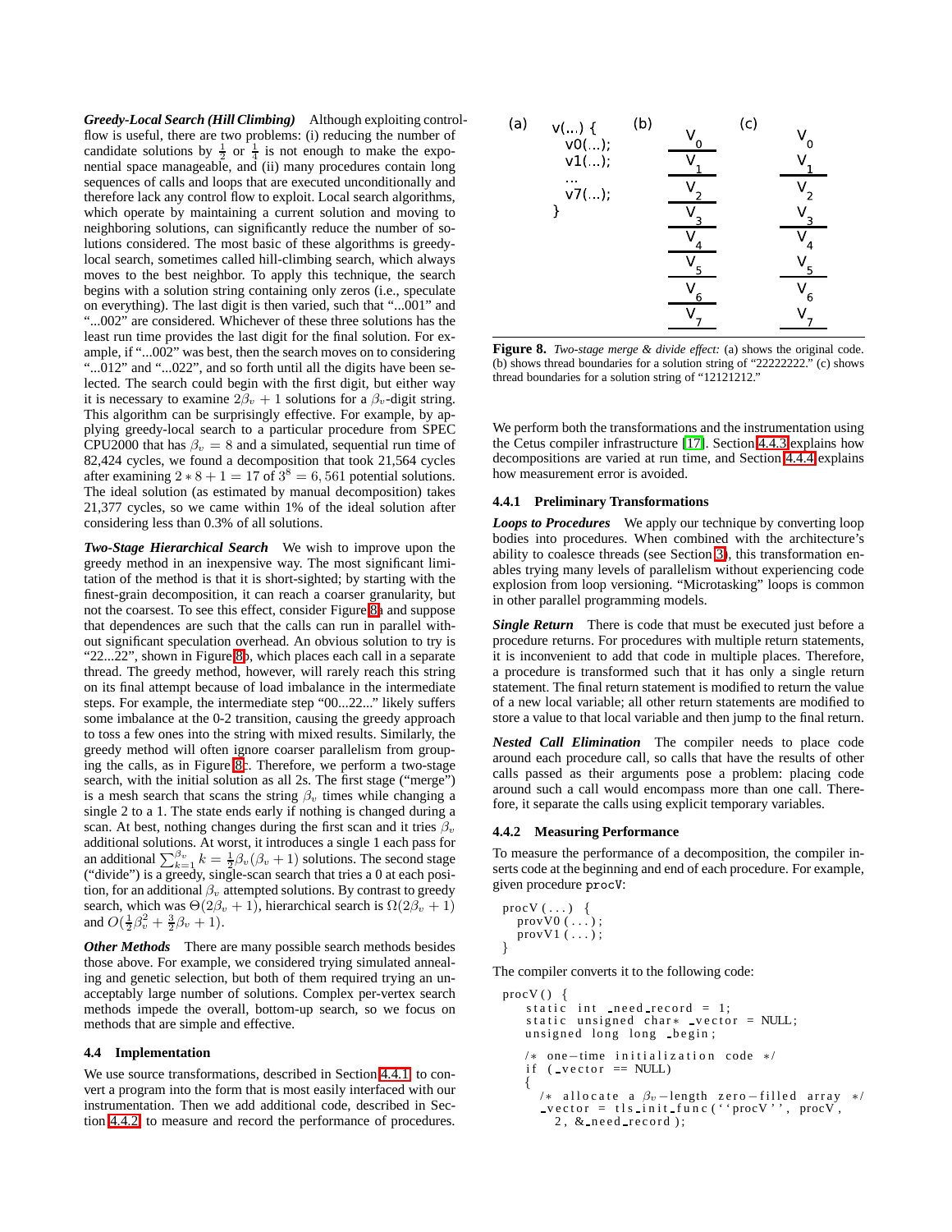***Greedy-Local Search (Hill Climbing)*** Although exploiting control-flow is useful, there are two problems: (i) reducing the number of candidate solutions by $\frac{1}{2}$ or $\frac{1}{4}$ is not enough to make the exponential space manageable, and (ii) many procedures contain long sequences of calls and loops that are executed unconditionally and therefore lack any control flow to exploit. Local search algorithms, which operate by maintaining a current solution and moving to neighboring solutions, can significantly reduce the number of solutions considered. The most basic of these algorithms is greedy-local search, sometimes called hill-climbing search, which always moves to the best neighbor. To apply this technique, the search begins with a solution string containing only zeros (i.e., speculate on everything). The last digit is then varied, such that "...001" and "...002" are considered. Whichever of these three solutions has the least run time provides the last digit for the final solution. For example, if "...002" was best, then the search moves on to considering "...012" and "...022", and so forth until all the digits have been selected. The search could begin with the first digit, but either way it is necessary to examine $2\beta_v + 1$ solutions for a $\beta_v$-digit string. This algorithm can be surprisingly effective. For example, by applying greedy-local search to a particular procedure from SPEC CPU2000 that has $\beta_v = 8$ and a simulated, sequential run time of 82,424 cycles, we found a decomposition that took 21,564 cycles after examining $2 * 8 + 1 = 17$ of $3^8 = 6,561$ potential solutions. The ideal solution (as estimated by manual decomposition) takes 21,377 cycles, so we came within 1% of the ideal solution after considering less than 0.3% of all solutions.

***Two-Stage Hierarchical Search*** We wish to improve upon the greedy method in an inexpensive way. The most significant limitation of the method is that it is short-sighted; by starting with the finest-grain decomposition, it can reach a coarser granularity, but not the coarsest. To see this effect, consider Figure 8a and suppose that dependences are such that the calls can run in parallel without significant speculation overhead. An obvious solution to try is "22...22", shown in Figure 8b, which places each call in a separate thread. The greedy method, however, will rarely reach this string on its final attempt because of load imbalance in the intermediate steps. For example, the intermediate step "00...22..." likely suffers some imbalance at the 0-2 transition, causing the greedy approach to toss a few ones into the string with mixed results. Similarly, the greedy method will often ignore coarser parallelism from grouping the calls, as in Figure 8c. Therefore, we perform a two-stage search, with the initial solution as all 2s. The first stage ("merge") is a mesh search that scans the string $\beta_v$ times while changing a single 2 to a 1. The state ends early if nothing is changed during a scan. At best, nothing changes during the first scan and it tries $\beta_v$ additional solutions. At worst, it introduces a single 1 each pass for an additional $\sum_{k=1}^{\beta_v} k = \frac{1}{2}\beta_v(\beta_v + 1)$ solutions. The second stage ("divide") is a greedy, single-scan search that tries a 0 at each position, for an additional $\beta_v$ attempted solutions. By contrast to greedy search, which was $\Theta(2\beta_v + 1)$, hierarchical search is $\Omega(2\beta_v + 1)$ and $O(\frac{1}{2}\beta_v^2 + \frac{3}{2}\beta_v + 1)$.

***Other Methods*** There are many possible search methods besides those above. For example, we considered trying simulated annealing and genetic selection, but both of them required trying an unacceptably large number of solutions. Complex per-vertex search methods impede the overall, bottom-up search, so we focus on methods that are simple and effective.

### 4.4 Implementation

We use source transformations, described in Section 4.4.1, to convert a program into the form that is most easily interfaced with our instrumentation. Then we add additional code, described in Section 4.4.2, to measure and record the performance of procedures.

**Figure 8.** *Two-stage merge & divide effect:* (a) shows the original code. (b) shows thread boundaries for a solution string of "22222222." (c) shows thread boundaries for a solution string of "12121212."

We perform both the transformations and the instrumentation using the Cetus compiler infrastructure [17]. Section 4.4.3 explains how decompositions are varied at run time, and Section 4.4.4 explains how measurement error is avoided.

#### 4.4.1 Preliminary Transformations

***Loops to Procedures*** We apply our technique by converting loop bodies into procedures. When combined with the architecture's ability to coalesce threads (see Section 3), this transformation enables trying many levels of parallelism without experiencing code explosion from loop versioning. "Microtasking" loops is common in other parallel programming models.

***Single Return*** There is code that must be executed just before a procedure returns. For procedures with multiple return statements, it is inconvenient to add that code in multiple places. Therefore, a procedure is transformed such that it has only a single return statement. The final return statement is modified to return the value of a new local variable; all other return statements are modified to store a value to that local variable and then jump to the final return.

***Nested Call Elimination*** The compiler needs to place code around each procedure call, so calls that have the results of other calls passed as their arguments pose a problem: placing code around such a call would encompass more than one call. Therefore, it separate the calls using explicit temporary variables.

#### 4.4.2 Measuring Performance

To measure the performance of a decomposition, the compiler inserts code at the beginning and end of each procedure. For example, given procedure `procV`:

```
procV (...) {
  provV0 (...);
  provV1 (...);
}
```

The compiler converts it to the following code:

```
procV() {
    static int _need_record = 1;
    static unsigned char* _vector = NULL;
    unsigned long long _begin;

    /* one-time initialization code */
    if (_vector == NULL)
    {
      /* allocate a βv-length zero-filled array */
      _vector = tls_init_func(``procV'', procV,
        2, &_need_record);
```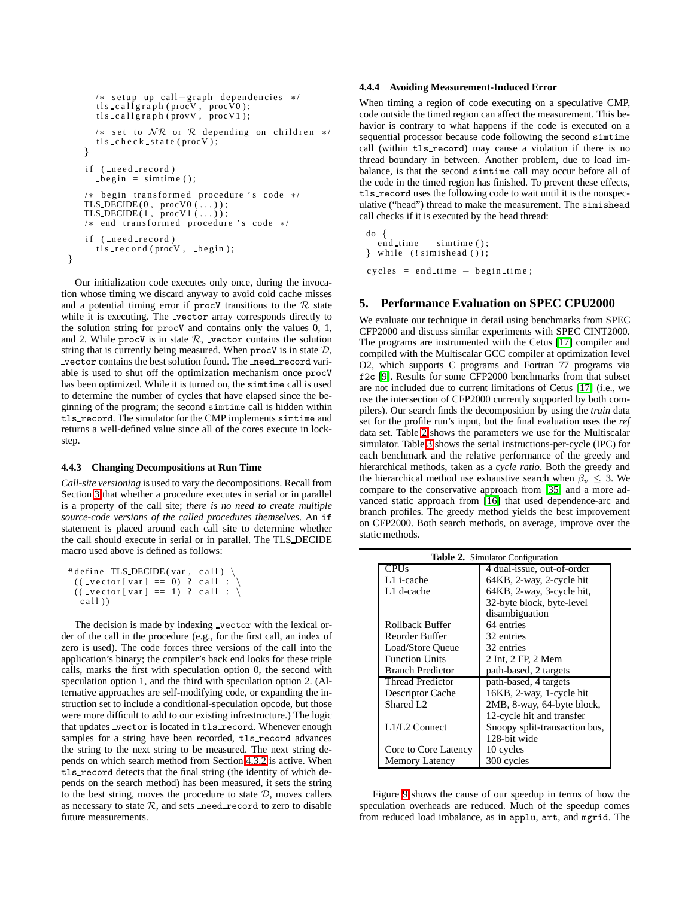```
    /* setup up call-graph dependencies */
    tls_callgraph(procV, procV0);
    tls_callgraph(procV, procV1);

    /* set to NR or R depending on children */
    tls_check_state(procV);
  }

  if (_need_record)
    _begin = simtime();

  /* begin transformed procedure's code */
  TLS_DECIDE(0, procV0(...));
  TLS_DECIDE(1, procV1(...));
  /* end transformed procedure's code */

  if (_need_record)
    tls_record(procV, _begin);
}
```

Our initialization code executes only once, during the invocation whose timing we discard anyway to avoid cold cache misses and a potential timing error if `procV` transitions to the $\mathcal{R}$ state while it is executing. The `_vector` array corresponds directly to the solution string for `procV` and contains only the values 0, 1, and 2. While `procV` is in state $\mathcal{R}$, `_vector` contains the solution string that is currently being measured. When `procV` is in state $\mathcal{D}$, `_vector` contains the best solution found. The `_need_record` variable is used to shut off the optimization mechanism once `procV` has been optimized. While it is turned on, the `simtime` call is used to determine the number of cycles that have elapsed since the beginning of the program; the second `simtime` call is hidden within `tls_record`. The simulator for the CMP implements `simtime` and returns a well-defined value since all of the cores execute in lockstep.

#### 4.4.3 Changing Decompositions at Run Time

*Call-site versioning* is used to vary the decompositions. Recall from Section 3 that whether a procedure executes in serial or in parallel is a property of the call site; *there is no need to create multiple source-code versions of the called procedures themselves*. An `if` statement is placed around each call site to determine whether the call should execute in serial or in parallel. The TLS_DECIDE macro used above is defined as follows:

```
#define TLS_DECIDE(var, call) \
  ((_vector[var] == 0) ? call : \
  ((_vector[var] == 1) ? call : \
   call))
```

The decision is made by indexing `_vector` with the lexical order of the call in the procedure (e.g., for the first call, an index of zero is used). The code forces three versions of the call into the application's binary; the compiler's back end looks for these triple calls, marks the first with speculation option 0, the second with speculation option 1, and the third with speculation option 2. (Alternative approaches are self-modifying code, or expanding the instruction set to include a conditional-speculation opcode, but those were more difficult to add to our existing infrastructure.) The logic that updates `_vector` is located in `tls_record`. Whenever enough samples for a string have been recorded, `tls_record` advances the string to the next string to be measured. The next string depends on which search method from Section 4.3.2 is active. When `tls_record` detects that the final string (the identity of which depends on the search method) has been measured, it sets the string to the best string, moves the procedure to state $\mathcal{D}$, moves callers as necessary to state $\mathcal{R}$, and sets `_need_record` to zero to disable future measurements.

#### 4.4.4 Avoiding Measurement-Induced Error

When timing a region of code executing on a speculative CMP, code outside the timed region can affect the measurement. This behavior is contrary to what happens if the code is executed on a sequential processor because code following the second `simtime` call (within `tls_record`) may cause a violation if there is no thread boundary in between. Another problem, due to load imbalance, is that the second `simtime` call may occur before all of the code in the timed region has finished. To prevent these effects, `tls_record` uses the following code to wait until it is the nonspeculative ("head") thread to make the measurement. The `simishead` call checks if it is executed by the head thread:

```
do {
  end_time = simtime();
} while (!simishead());

cycles = end_time - begin_time;
```

## 5. Performance Evaluation on SPEC CPU2000

We evaluate our technique in detail using benchmarks from SPEC CFP2000 and discuss similar experiments with SPEC CINT2000. The programs are instrumented with the Cetus [17] compiler and compiled with the Multiscalar GCC compiler at optimization level O2, which supports C programs and Fortran 77 programs via `f2c` [9]. Results for some CFP2000 benchmarks from that subset are not included due to current limitations of Cetus [17] (i.e., we use the intersection of CFP2000 currently supported by both compilers). Our search finds the decomposition by using the *train* data set for the profile run's input, but the final evaluation uses the *ref* data set. Table 2 shows the parameters we use for the Multiscalar simulator. Table 3 shows the serial instructions-per-cycle (IPC) for each benchmark and the relative performance of the greedy and hierarchical methods, taken as a *cycle ratio*. Both the greedy and the hierarchical method use exhaustive search when $\beta_v \leq 3$. We compare to the conservative approach from [35] and a more advanced static approach from [16] that used dependence-arc and branch profiles. The greedy method yields the best improvement on CFP2000. Both search methods, on average, improve over the static methods.

**Table 2.** Simulator Configuration

| | |
|---|---|
| CPUs | 4 dual-issue, out-of-order |
| L1 i-cache | 64KB, 2-way, 2-cycle hit |
| L1 d-cache | 64KB, 2-way, 3-cycle hit, 32-byte block, byte-level disambiguation |
| Rollback Buffer | 64 entries |
| Reorder Buffer | 32 entries |
| Load/Store Queue | 32 entries |
| Function Units | 2 Int, 2 FP, 2 Mem |
| Branch Predictor | path-based, 2 targets |
| Thread Predictor | path-based, 4 targets |
| Descriptor Cache | 16KB, 2-way, 1-cycle hit |
| Shared L2 | 2MB, 8-way, 64-byte block, 12-cycle hit and transfer |
| L1/L2 Connect | Snoopy split-transaction bus, 128-bit wide |
| Core to Core Latency | 10 cycles |
| Memory Latency | 300 cycles |

Figure 9 shows the cause of our speedup in terms of how the speculation overheads are reduced. Much of the speedup comes from reduced load imbalance, as in `applu`, `art`, and `mgrid`. The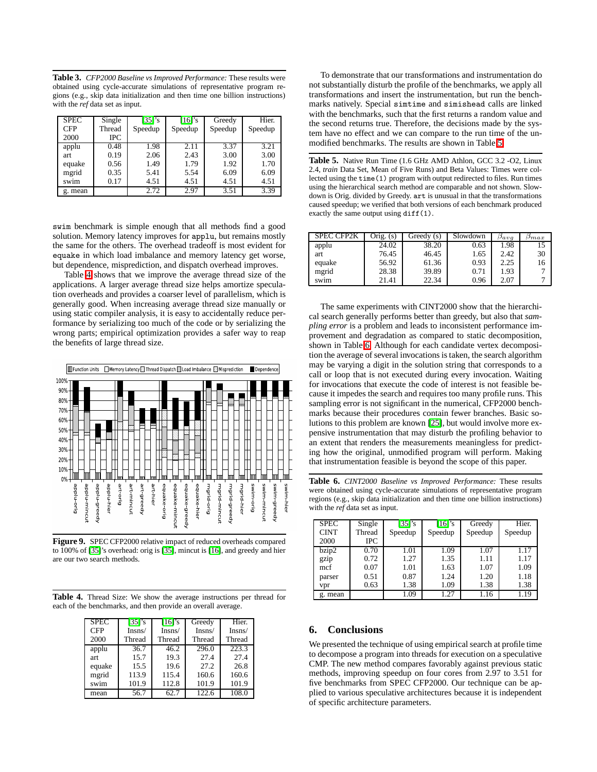**Table 3.** *CFP2000 Baseline vs Improved Performance:* These results were obtained using cycle-accurate simulations of representative program regions (e.g., skip data initialization and then time one billion instructions) with the *ref* data set as input.

| SPEC CFP 2000 | Single Thread IPC | [35]'s Speedup | [16]'s Speedup | Greedy Speedup | Hier. Speedup |
|---|---|---|---|---|---|
| applu | 0.48 | 1.98 | 2.11 | 3.37 | 3.21 |
| art | 0.19 | 2.06 | 2.43 | 3.00 | 3.00 |
| equake | 0.56 | 1.49 | 1.79 | 1.92 | 1.70 |
| mgrid | 0.35 | 5.41 | 5.54 | 6.09 | 6.09 |
| swim | 0.17 | 4.51 | 4.51 | 4.51 | 4.51 |
| g. mean | | 2.72 | 2.97 | 3.51 | 3.39 |

swim benchmark is simple enough that all methods find a good solution. Memory latency improves for applu, but remains mostly the same for the others. The overhead tradeoff is most evident for equake in which load imbalance and memory latency get worse, but dependence, misprediction, and dispatch overhead improves.

Table 4 shows that we improve the average thread size of the applications. A larger average thread size helps amortize speculation overheads and provides a coarser level of parallelism, which is generally good. When increasing average thread size manually or using static compiler analysis, it is easy to accidentally reduce performance by serializing too much of the code or by serializing the wrong parts; empirical optimization provides a safer way to reap the benefits of large thread size.

**Figure 9.** SPEC CFP2000 relative impact of reduced overheads compared to 100% of [35]'s overhead: orig is [35], mincut is [16], and greedy and hier are our two search methods.

**Table 4.** Thread Size: We show the average instructions per thread for each of the benchmarks, and then provide an overall average.

| SPEC CFP 2000 | [35]'s Insns/ Thread | [16]'s Insns/ Thread | Greedy Insns/ Thread | Hier. Insns/ Thread |
|---|---|---|---|---|
| applu | 36.7 | 46.2 | 296.0 | 223.3 |
| art | 15.7 | 19.3 | 27.4 | 27.4 |
| equake | 15.5 | 19.6 | 27.2 | 26.8 |
| mgrid | 113.9 | 115.4 | 160.6 | 160.6 |
| swim | 101.9 | 112.8 | 101.9 | 101.9 |
| mean | 56.7 | 62.7 | 122.6 | 108.0 |

To demonstrate that our transformations and instrumentation do not substantially disturb the profile of the benchmarks, we apply all transformations and insert the instrumentation, but run the benchmarks natively. Special simtime and simishead calls are linked with the benchmarks, such that the first returns a random value and the second returns true. Therefore, the decisions made by the system have no effect and we can compare to the run time of the unmodified benchmarks. The results are shown in Table 5.

**Table 5.** Native Run Time (1.6 GHz AMD Athlon, GCC 3.2 -O2, Linux 2.4, *train* Data Set, Mean of Five Runs) and Beta Values: Times were collected using the time(1) program with output redirected to files. Run times using the hierarchical search method are comparable and not shown. Slowdown is Orig. divided by Greedy. art is unusual in that the transformations caused speedup; we verified that both versions of each benchmark produced exactly the same output using diff(1).

| SPEC CFP2K | Orig. (s) | Greedy (s) | Slowdown | $\beta_{avg}$ | $\beta_{max}$ |
|---|---|---|---|---|---|
| applu | 24.02 | 38.20 | 0.63 | 1.98 | 15 |
| art | 76.45 | 46.45 | 1.65 | 2.42 | 30 |
| equake | 56.92 | 61.36 | 0.93 | 2.25 | 16 |
| mgrid | 28.38 | 39.89 | 0.71 | 1.93 | 7 |
| swim | 21.41 | 22.34 | 0.96 | 2.07 | 7 |

The same experiments with CINT2000 show that the hierarchical search generally performs better than greedy, but also that *sampling error* is a problem and leads to inconsistent performance improvement and degradation as compared to static decomposition, shown in Table 6. Although for each candidate vertex decomposition the average of several invocations is taken, the search algorithm may be varying a digit in the solution string that corresponds to a call or loop that is not executed during every invocation. Waiting for invocations that execute the code of interest is not feasible because it impedes the search and requires too many profile runs. This sampling error is not significant in the numerical, CFP2000 benchmarks because their procedures contain fewer branches. Basic solutions to this problem are known [25], but would involve more expensive instrumentation that may disturb the profiling behavior to an extent that renders the measurements meaningless for predicting how the original, unmodified program will perform. Making that instrumentation feasible is beyond the scope of this paper.

**Table 6.** *CINT2000 Baseline vs Improved Performance:* These results were obtained using cycle-accurate simulations of representative program regions (e.g., skip data initialization and then time one billion instructions) with the *ref* data set as input.

| SPEC CINT 2000 | Single Thread IPC | [35]'s Speedup | [16]'s Speedup | Greedy Speedup | Hier. Speedup |
|---|---|---|---|---|---|
| bzip2 | 0.70 | 1.01 | 1.09 | 1.07 | 1.17 |
| gzip | 0.72 | 1.27 | 1.35 | 1.11 | 1.17 |
| mcf | 0.07 | 1.01 | 1.63 | 1.07 | 1.09 |
| parser | 0.51 | 0.87 | 1.24 | 1.20 | 1.18 |
| vpr | 0.63 | 1.38 | 1.09 | 1.38 | 1.38 |
| g. mean | | 1.09 | 1.27 | 1.16 | 1.19 |

## 6. Conclusions

We presented the technique of using empirical search at profile time to decompose a program into threads for execution on a speculative CMP. The new method compares favorably against previous static methods, improving speedup on four cores from 2.97 to 3.51 for five benchmarks from SPEC CFP2000. Our technique can be applied to various speculative architectures because it is independent of specific architecture parameters.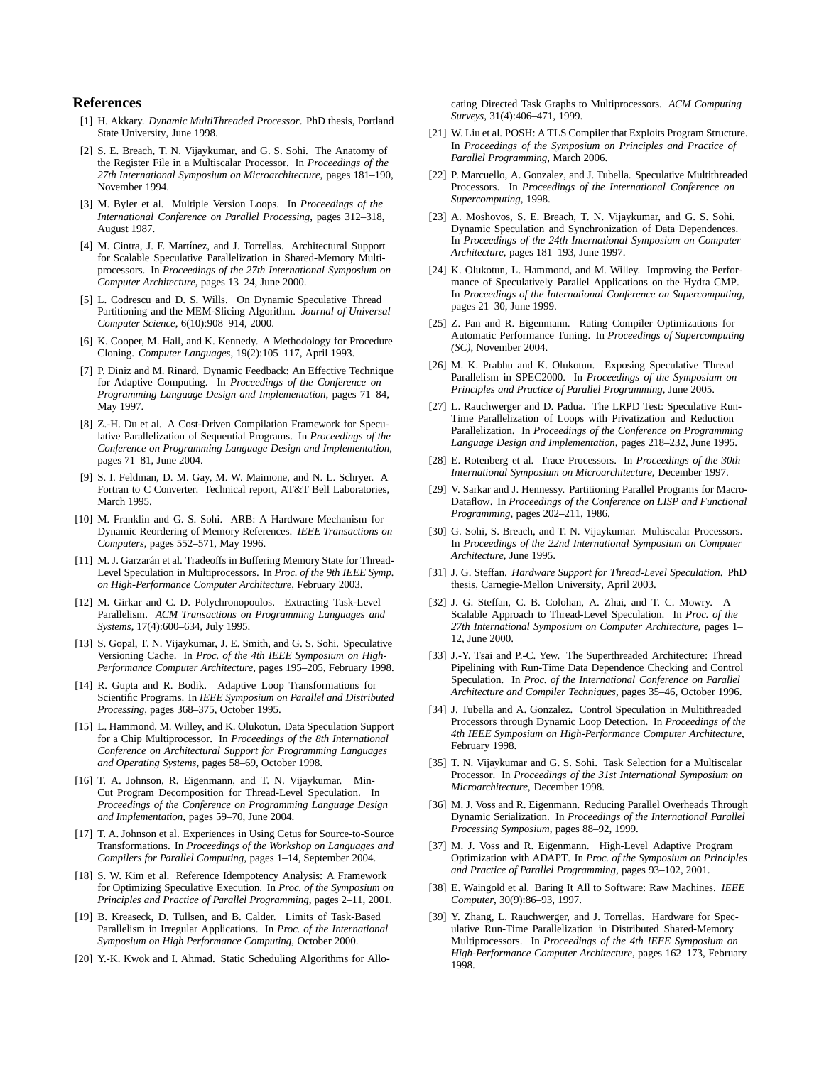# References

[1] H. Akkary. *Dynamic MultiThreaded Processor*. PhD thesis, Portland State University, June 1998.

[2] S. E. Breach, T. N. Vijaykumar, and G. S. Sohi. The Anatomy of the Register File in a Multiscalar Processor. In *Proceedings of the 27th International Symposium on Microarchitecture*, pages 181–190, November 1994.

[3] M. Byler et al. Multiple Version Loops. In *Proceedings of the International Conference on Parallel Processing*, pages 312–318, August 1987.

[4] M. Cintra, J. F. Martínez, and J. Torrellas. Architectural Support for Scalable Speculative Parallelization in Shared-Memory Multiprocessors. In *Proceedings of the 27th International Symposium on Computer Architecture*, pages 13–24, June 2000.

[5] L. Codrescu and D. S. Wills. On Dynamic Speculative Thread Partitioning and the MEM-Slicing Algorithm. *Journal of Universal Computer Science*, 6(10):908–914, 2000.

[6] K. Cooper, M. Hall, and K. Kennedy. A Methodology for Procedure Cloning. *Computer Languages*, 19(2):105–117, April 1993.

[7] P. Diniz and M. Rinard. Dynamic Feedback: An Effective Technique for Adaptive Computing. In *Proceedings of the Conference on Programming Language Design and Implementation*, pages 71–84, May 1997.

[8] Z.-H. Du et al. A Cost-Driven Compilation Framework for Speculative Parallelization of Sequential Programs. In *Proceedings of the Conference on Programming Language Design and Implementation*, pages 71–81, June 2004.

[9] S. I. Feldman, D. M. Gay, M. W. Maimone, and N. L. Schryer. A Fortran to C Converter. Technical report, AT&T Bell Laboratories, March 1995.

[10] M. Franklin and G. S. Sohi. ARB: A Hardware Mechanism for Dynamic Reordering of Memory References. *IEEE Transactions on Computers*, pages 552–571, May 1996.

[11] M. J. Garzarán et al. Tradeoffs in Buffering Memory State for Thread-Level Speculation in Multiprocessors. In *Proc. of the 9th IEEE Symp. on High-Performance Computer Architecture*, February 2003.

[12] M. Girkar and C. D. Polychronopoulos. Extracting Task-Level Parallelism. *ACM Transactions on Programming Languages and Systems*, 17(4):600–634, July 1995.

[13] S. Gopal, T. N. Vijaykumar, J. E. Smith, and G. S. Sohi. Speculative Versioning Cache. In *Proc. of the 4th IEEE Symposium on High-Performance Computer Architecture*, pages 195–205, February 1998.

[14] R. Gupta and R. Bodik. Adaptive Loop Transformations for Scientific Programs. In *IEEE Symposium on Parallel and Distributed Processing*, pages 368–375, October 1995.

[15] L. Hammond, M. Willey, and K. Olukotun. Data Speculation Support for a Chip Multiprocessor. In *Proceedings of the 8th International Conference on Architectural Support for Programming Languages and Operating Systems*, pages 58–69, October 1998.

[16] T. A. Johnson, R. Eigenmann, and T. N. Vijaykumar. Min-Cut Program Decomposition for Thread-Level Speculation. In *Proceedings of the Conference on Programming Language Design and Implementation*, pages 59–70, June 2004.

[17] T. A. Johnson et al. Experiences in Using Cetus for Source-to-Source Transformations. In *Proceedings of the Workshop on Languages and Compilers for Parallel Computing*, pages 1–14, September 2004.

[18] S. W. Kim et al. Reference Idempotency Analysis: A Framework for Optimizing Speculative Execution. In *Proc. of the Symposium on Principles and Practice of Parallel Programming*, pages 2–11, 2001.

[19] B. Kreaseck, D. Tullsen, and B. Calder. Limits of Task-Based Parallelism in Irregular Applications. In *Proc. of the International Symposium on High Performance Computing*, October 2000.

[20] Y.-K. Kwok and I. Ahmad. Static Scheduling Algorithms for Allocating Directed Task Graphs to Multiprocessors. *ACM Computing Surveys*, 31(4):406–471, 1999.

[21] W. Liu et al. POSH: A TLS Compiler that Exploits Program Structure. In *Proceedings of the Symposium on Principles and Practice of Parallel Programming*, March 2006.

[22] P. Marcuello, A. Gonzalez, and J. Tubella. Speculative Multithreaded Processors. In *Proceedings of the International Conference on Supercomputing*, 1998.

[23] A. Moshovos, S. E. Breach, T. N. Vijaykumar, and G. S. Sohi. Dynamic Speculation and Synchronization of Data Dependences. In *Proceedings of the 24th International Symposium on Computer Architecture*, pages 181–193, June 1997.

[24] K. Olukotun, L. Hammond, and M. Willey. Improving the Performance of Speculatively Parallel Applications on the Hydra CMP. In *Proceedings of the International Conference on Supercomputing*, pages 21–30, June 1999.

[25] Z. Pan and R. Eigenmann. Rating Compiler Optimizations for Automatic Performance Tuning. In *Proceedings of Supercomputing (SC)*, November 2004.

[26] M. K. Prabhu and K. Olukotun. Exposing Speculative Thread Parallelism in SPEC2000. In *Proceedings of the Symposium on Principles and Practice of Parallel Programming*, June 2005.

[27] L. Rauchwerger and D. Padua. The LRPD Test: Speculative Run-Time Parallelization of Loops with Privatization and Reduction Parallelization. In *Proceedings of the Conference on Programming Language Design and Implementation*, pages 218–232, June 1995.

[28] E. Rotenberg et al. Trace Processors. In *Proceedings of the 30th International Symposium on Microarchitecture*, December 1997.

[29] V. Sarkar and J. Hennessy. Partitioning Parallel Programs for Macro-Dataflow. In *Proceedings of the Conference on LISP and Functional Programming*, pages 202–211, 1986.

[30] G. Sohi, S. Breach, and T. N. Vijaykumar. Multiscalar Processors. In *Proceedings of the 22nd International Symposium on Computer Architecture*, June 1995.

[31] J. G. Steffan. *Hardware Support for Thread-Level Speculation*. PhD thesis, Carnegie-Mellon University, April 2003.

[32] J. G. Steffan, C. B. Colohan, A. Zhai, and T. C. Mowry. A Scalable Approach to Thread-Level Speculation. In *Proc. of the 27th International Symposium on Computer Architecture*, pages 1–12, June 2000.

[33] J.-Y. Tsai and P.-C. Yew. The Superthreaded Architecture: Thread Pipelining with Run-Time Data Dependence Checking and Control Speculation. In *Proc. of the International Conference on Parallel Architecture and Compiler Techniques*, pages 35–46, October 1996.

[34] J. Tubella and A. Gonzalez. Control Speculation in Multithreaded Processors through Dynamic Loop Detection. In *Proceedings of the 4th IEEE Symposium on High-Performance Computer Architecture*, February 1998.

[35] T. N. Vijaykumar and G. S. Sohi. Task Selection for a Multiscalar Processor. In *Proceedings of the 31st International Symposium on Microarchitecture*, December 1998.

[36] M. J. Voss and R. Eigenmann. Reducing Parallel Overheads Through Dynamic Serialization. In *Proceedings of the International Parallel Processing Symposium*, pages 88–92, 1999.

[37] M. J. Voss and R. Eigenmann. High-Level Adaptive Program Optimization with ADAPT. In *Proc. of the Symposium on Principles and Practice of Parallel Programming*, pages 93–102, 2001.

[38] E. Waingold et al. Baring It All to Software: Raw Machines. *IEEE Computer*, 30(9):86–93, 1997.

[39] Y. Zhang, L. Rauchwerger, and J. Torrellas. Hardware for Speculative Run-Time Parallelization in Distributed Shared-Memory Multiprocessors. In *Proceedings of the 4th IEEE Symposium on High-Performance Computer Architecture*, pages 162–173, February 1998.